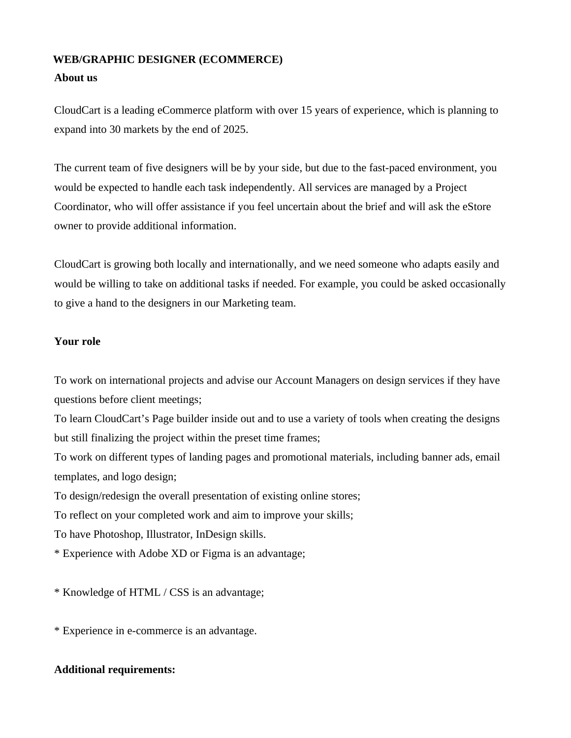# WEB/GRAPHIC DESIGNER (ECOMMERCE)

**About us**

CloudCart is a leading eCommerce platform with over 15 years of experience, which is planning to expand into 30 markets by the end of 2025.

The current team of five designers will be by your side, but due to the fast-paced environment, you would be expected to handle each task independently. All services are managed by a Project Coordinator, who will offer assistance if you feel uncertain about the brief and will ask the eStore owner to provide additional information.

CloudCart is growing both locally and internationally, and we need someone who adapts easily and would be willing to take on additional tasks if needed. For example, you could be asked occasionally to give a hand to the designers in our Marketing team.

**Your role**

To work on international projects and advise our Account Managers on design services if they have questions before client meetings;
To learn CloudCart's Page builder inside out and to use a variety of tools when creating the designs but still finalizing the project within the preset time frames;
To work on different types of landing pages and promotional materials, including banner ads, email templates, and logo design;
To design/redesign the overall presentation of existing online stores;
To reflect on your completed work and aim to improve your skills;
To have Photoshop, Illustrator, InDesign skills.
* Experience with Adobe XD or Figma is an advantage;

* Knowledge of HTML / CSS is an advantage;

* Experience in e-commerce is an advantage.

**Additional requirements:**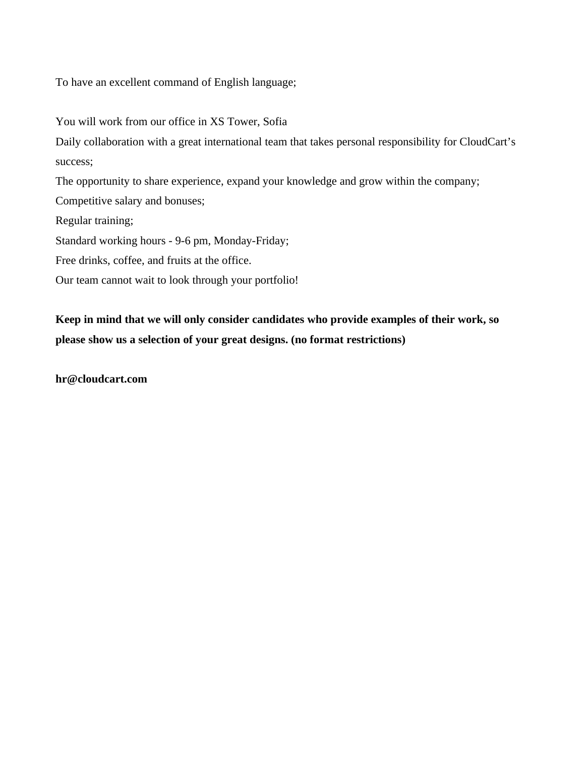To have an excellent command of English language;

You will work from our office in XS Tower, Sofia
Daily collaboration with a great international team that takes personal responsibility for CloudCart's success;
The opportunity to share experience, expand your knowledge and grow within the company;
Competitive salary and bonuses;
Regular training;
Standard working hours - 9-6 pm, Monday-Friday;
Free drinks, coffee, and fruits at the office.
Our team cannot wait to look through your portfolio!

**Keep in mind that we will only consider candidates who provide examples of their work, so please show us a selection of your great designs. (no format restrictions)**

**hr@cloudcart.com**